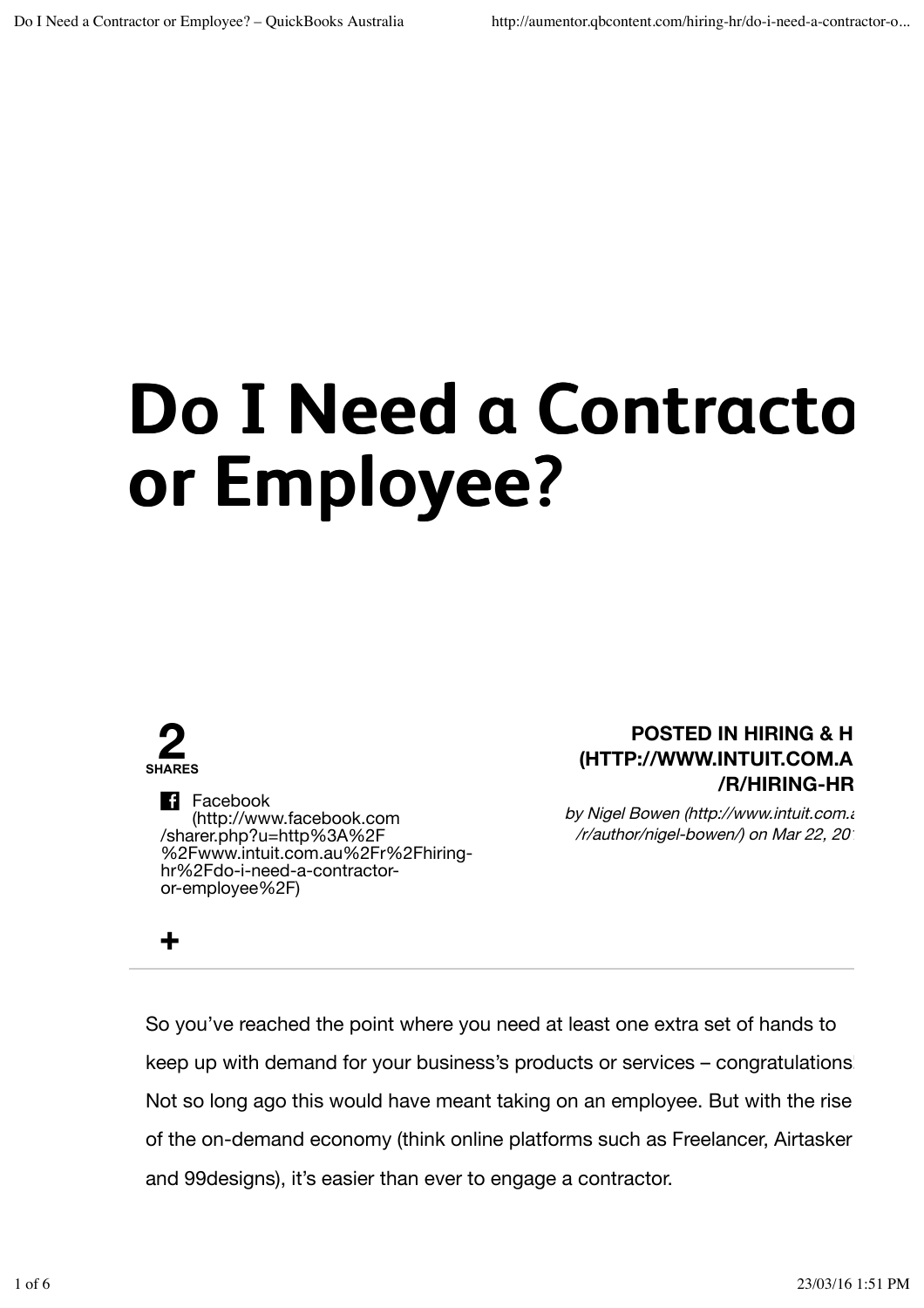# Do I Need a Contracto or Employee?

**2**
**SHARES**

Facebook (http://www.facebook.com/sharer.php?u=http%3A%2F%2Fwww.intuit.com.au%2Fr%2Fhiring-hr%2Fdo-i-need-a-contractor-or-employee%2F)

**+**

**POSTED IN HIRING & H (HTTP://WWW.INTUIT.COM.A /R/HIRING-HR**

*by Nigel Bowen (http://www.intuit.com.a /r/author/nigel-bowen/) on Mar 22, 20*

---

So you've reached the point where you need at least one extra set of hands to keep up with demand for your business's products or services – congratulations. Not so long ago this would have meant taking on an employee. But with the rise of the on-demand economy (think online platforms such as Freelancer, Airtasker and 99designs), it's easier than ever to engage a contractor.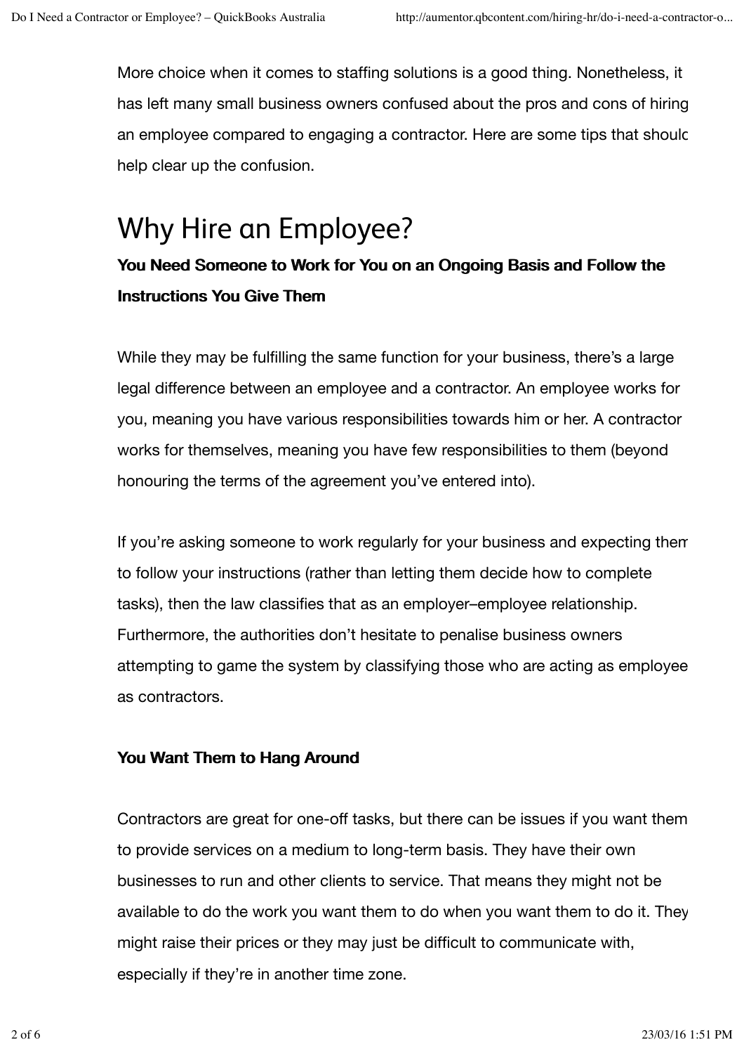More choice when it comes to staffing solutions is a good thing. Nonetheless, it has left many small business owners confused about the pros and cons of hiring an employee compared to engaging a contractor. Here are some tips that should help clear up the confusion.

## Why Hire an Employee?

### You Need Someone to Work for You on an Ongoing Basis and Follow the Instructions You Give Them

While they may be fulfilling the same function for your business, there's a large legal difference between an employee and a contractor. An employee works for you, meaning you have various responsibilities towards him or her. A contractor works for themselves, meaning you have few responsibilities to them (beyond honouring the terms of the agreement you've entered into).

If you're asking someone to work regularly for your business and expecting them to follow your instructions (rather than letting them decide how to complete tasks), then the law classifies that as an employer–employee relationship. Furthermore, the authorities don't hesitate to penalise business owners attempting to game the system by classifying those who are acting as employees as contractors.

### You Want Them to Hang Around

Contractors are great for one-off tasks, but there can be issues if you want them to provide services on a medium to long-term basis. They have their own businesses to run and other clients to service. That means they might not be available to do the work you want them to do when you want them to do it. They might raise their prices or they may just be difficult to communicate with, especially if they're in another time zone.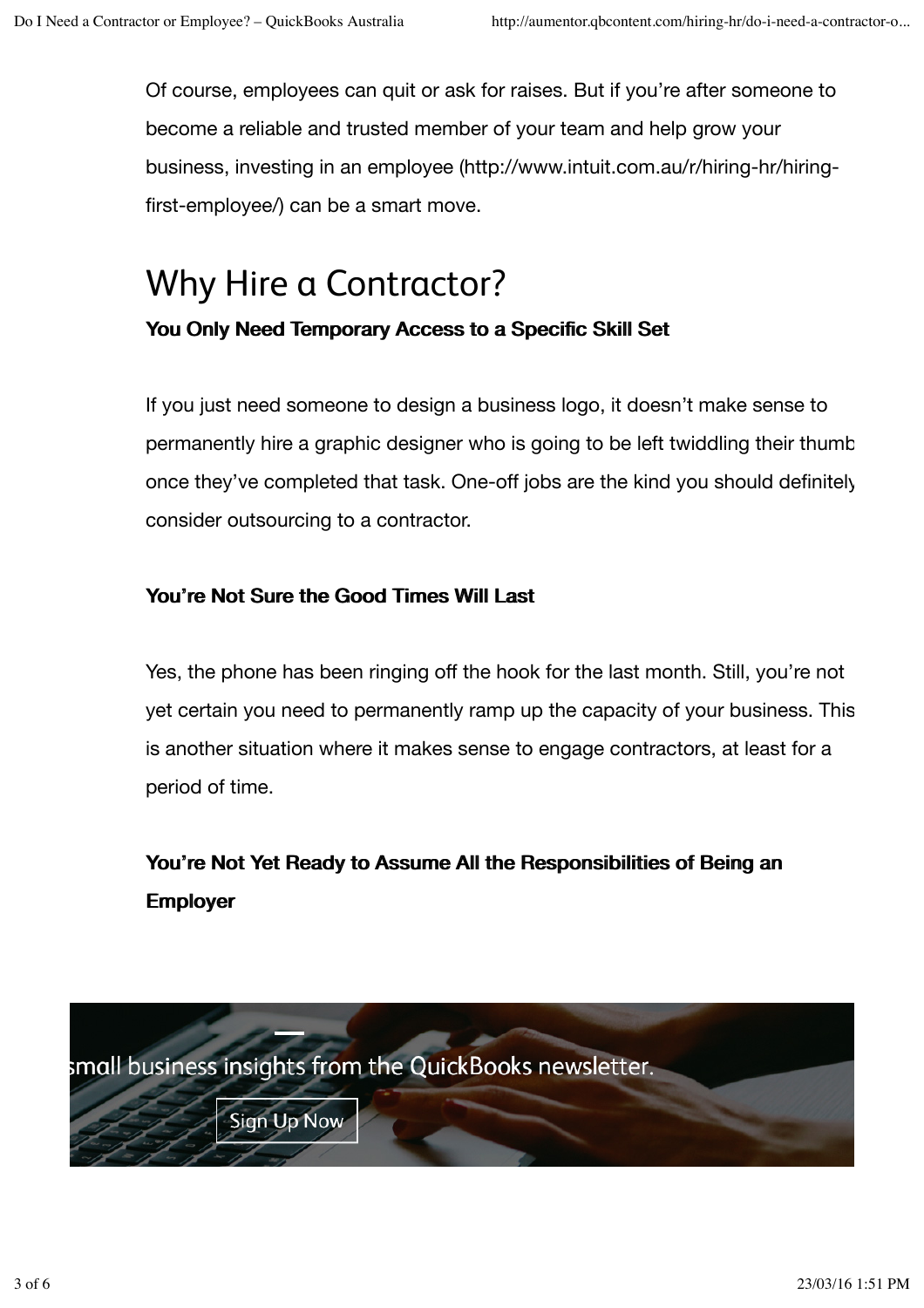Of course, employees can quit or ask for raises. But if you're after someone to become a reliable and trusted member of your team and help grow your business, investing in an employee (http://www.intuit.com.au/r/hiring-hr/hiring-first-employee/) can be a smart move.

## Why Hire a Contractor?

**You Only Need Temporary Access to a Specific Skill Set**

If you just need someone to design a business logo, it doesn't make sense to permanently hire a graphic designer who is going to be left twiddling their thumb once they've completed that task. One-off jobs are the kind you should definitely consider outsourcing to a contractor.

**You're Not Sure the Good Times Will Last**

Yes, the phone has been ringing off the hook for the last month. Still, you're not yet certain you need to permanently ramp up the capacity of your business. This is another situation where it makes sense to engage contractors, at least for a period of time.

**You're Not Yet Ready to Assume All the Responsibilities of Being an Employer**

small business insights from the QuickBooks newsletter.

Sign Up Now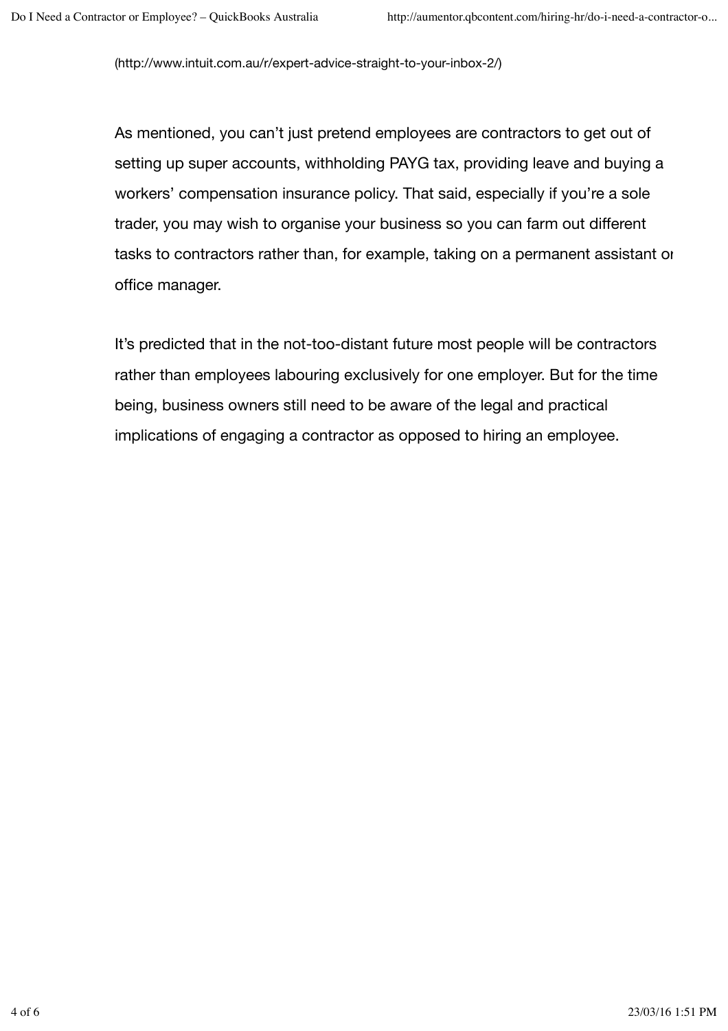(http://www.intuit.com.au/r/expert-advice-straight-to-your-inbox-2/)

As mentioned, you can't just pretend employees are contractors to get out of setting up super accounts, withholding PAYG tax, providing leave and buying a workers' compensation insurance policy. That said, especially if you're a sole trader, you may wish to organise your business so you can farm out different tasks to contractors rather than, for example, taking on a permanent assistant or office manager.

It's predicted that in the not-too-distant future most people will be contractors rather than employees labouring exclusively for one employer. But for the time being, business owners still need to be aware of the legal and practical implications of engaging a contractor as opposed to hiring an employee.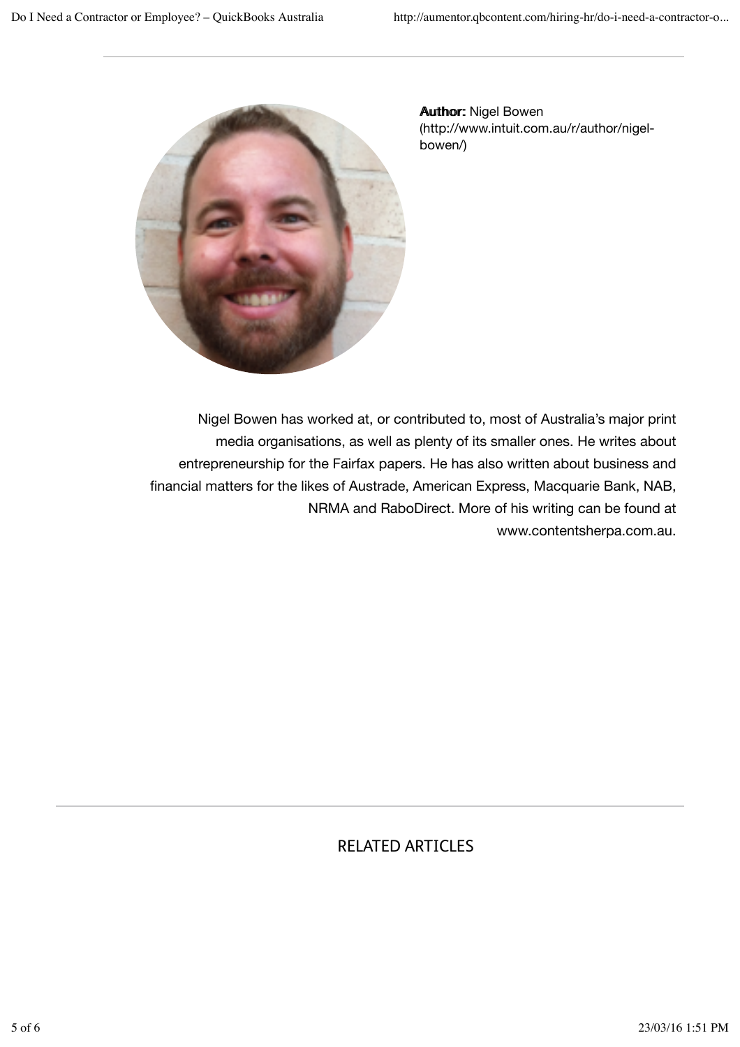**Author:** Nigel Bowen (http://www.intuit.com.au/r/author/nigel-bowen/)

Nigel Bowen has worked at, or contributed to, most of Australia's major print media organisations, as well as plenty of its smaller ones. He writes about entrepreneurship for the Fairfax papers. He has also written about business and financial matters for the likes of Austrade, American Express, Macquarie Bank, NAB, NRMA and RaboDirect. More of his writing can be found at www.contentsherpa.com.au.

## RELATED ARTICLES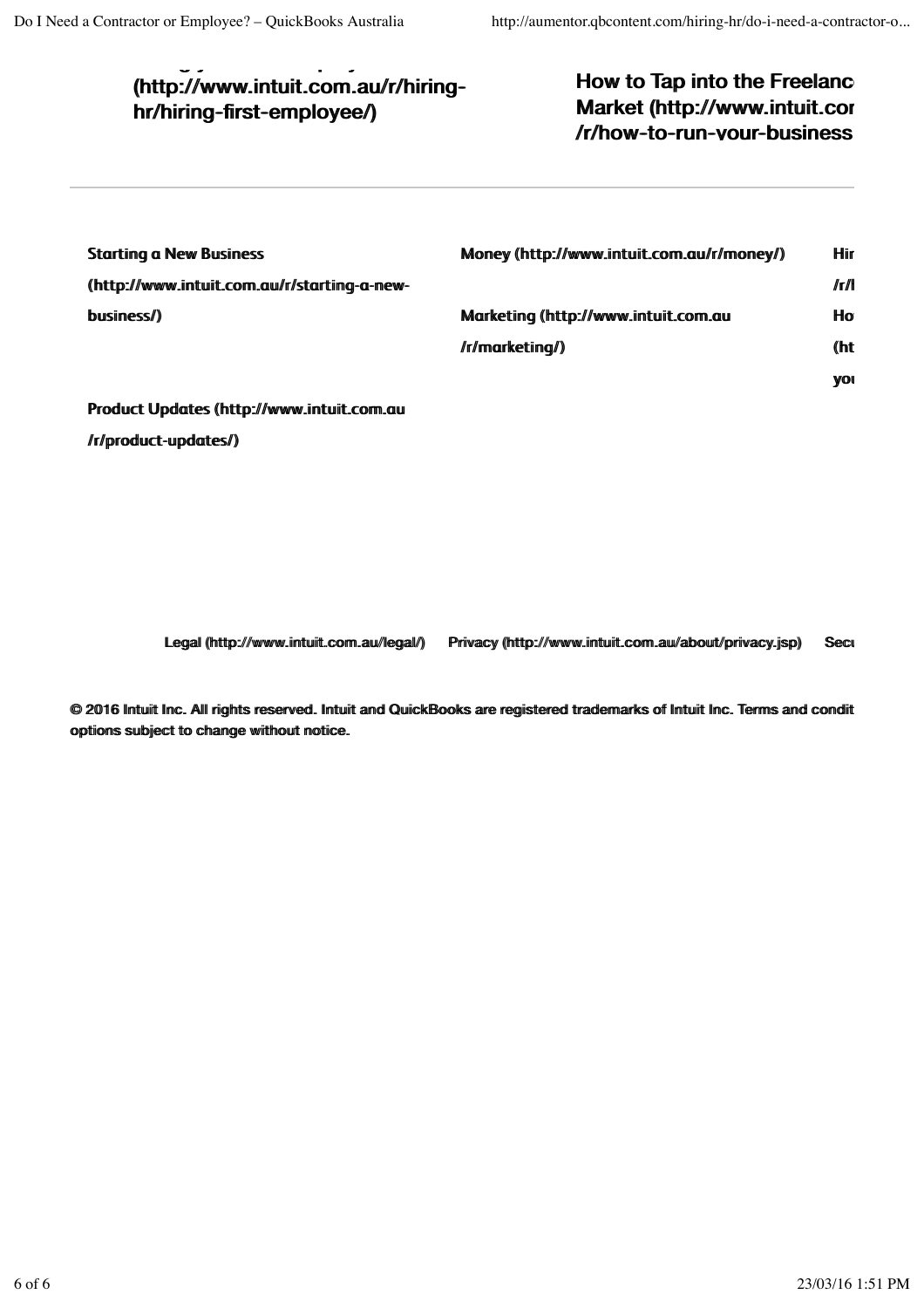(http://www.intuit.com.au/r/hiring-hr/hiring-first-employee/)

**How to Tap into the Freelanc Market (http://www.intuit.cor /r/how-to-run-your-business**

---

**Starting a New Business (http://www.intuit.com.au/r/starting-a-new-business/)**

**Money (http://www.intuit.com.au/r/money/)**

**Marketing (http://www.intuit.com.au /r/marketing/)**

**Hir /r/l**

**Ho (ht you**

**Product Updates (http://www.intuit.com.au /r/product-updates/)**

Legal (http://www.intuit.com.au/legal/) Privacy (http://www.intuit.com.au/about/privacy.jsp) Secu

© 2016 Intuit Inc. All rights reserved. Intuit and QuickBooks are registered trademarks of Intuit Inc. Terms and condit options subject to change without notice.